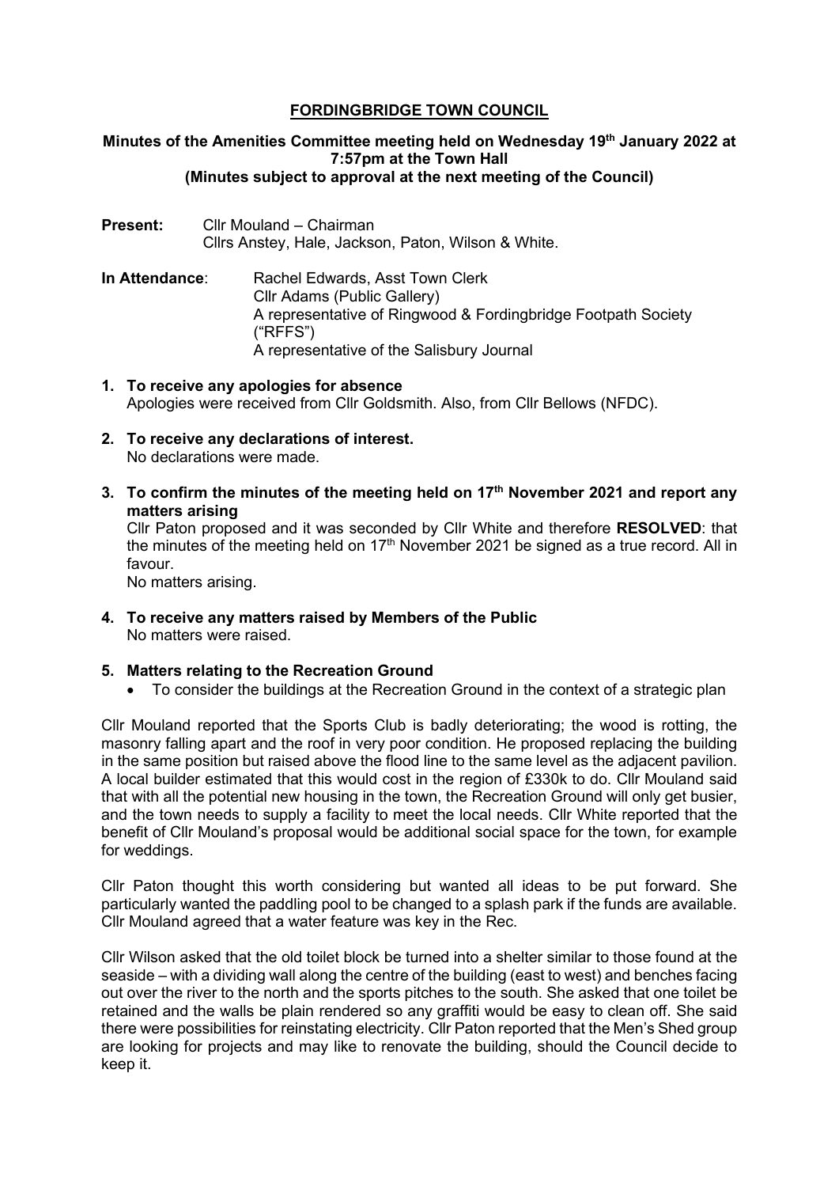# FORDINGBRIDGE TOWN COUNCIL

**Minutes of the Amenities Committee meeting held on Wednesday 19th January 2022 at 7:57pm at the Town Hall**
**(Minutes subject to approval at the next meeting of the Council)**

**Present:** Cllr Mouland – Chairman
Cllrs Anstey, Hale, Jackson, Paton, Wilson & White.

**In Attendance**: Rachel Edwards, Asst Town Clerk
Cllr Adams (Public Gallery)
A representative of Ringwood & Fordingbridge Footpath Society ("RFFS")
A representative of the Salisbury Journal

1. **To receive any apologies for absence**
   Apologies were received from Cllr Goldsmith. Also, from Cllr Bellows (NFDC).

2. **To receive any declarations of interest.**
   No declarations were made.

3. **To confirm the minutes of the meeting held on 17th November 2021 and report any matters arising**
   Cllr Paton proposed and it was seconded by Cllr White and therefore **RESOLVED**: that the minutes of the meeting held on 17th November 2021 be signed as a true record. All in favour.
   No matters arising.

4. **To receive any matters raised by Members of the Public**
   No matters were raised.

5. **Matters relating to the Recreation Ground**
   - To consider the buildings at the Recreation Ground in the context of a strategic plan

Cllr Mouland reported that the Sports Club is badly deteriorating; the wood is rotting, the masonry falling apart and the roof in very poor condition. He proposed replacing the building in the same position but raised above the flood line to the same level as the adjacent pavilion. A local builder estimated that this would cost in the region of £330k to do. Cllr Mouland said that with all the potential new housing in the town, the Recreation Ground will only get busier, and the town needs to supply a facility to meet the local needs. Cllr White reported that the benefit of Cllr Mouland's proposal would be additional social space for the town, for example for weddings.

Cllr Paton thought this worth considering but wanted all ideas to be put forward. She particularly wanted the paddling pool to be changed to a splash park if the funds are available. Cllr Mouland agreed that a water feature was key in the Rec.

Cllr Wilson asked that the old toilet block be turned into a shelter similar to those found at the seaside – with a dividing wall along the centre of the building (east to west) and benches facing out over the river to the north and the sports pitches to the south. She asked that one toilet be retained and the walls be plain rendered so any graffiti would be easy to clean off. She said there were possibilities for reinstating electricity. Cllr Paton reported that the Men's Shed group are looking for projects and may like to renovate the building, should the Council decide to keep it.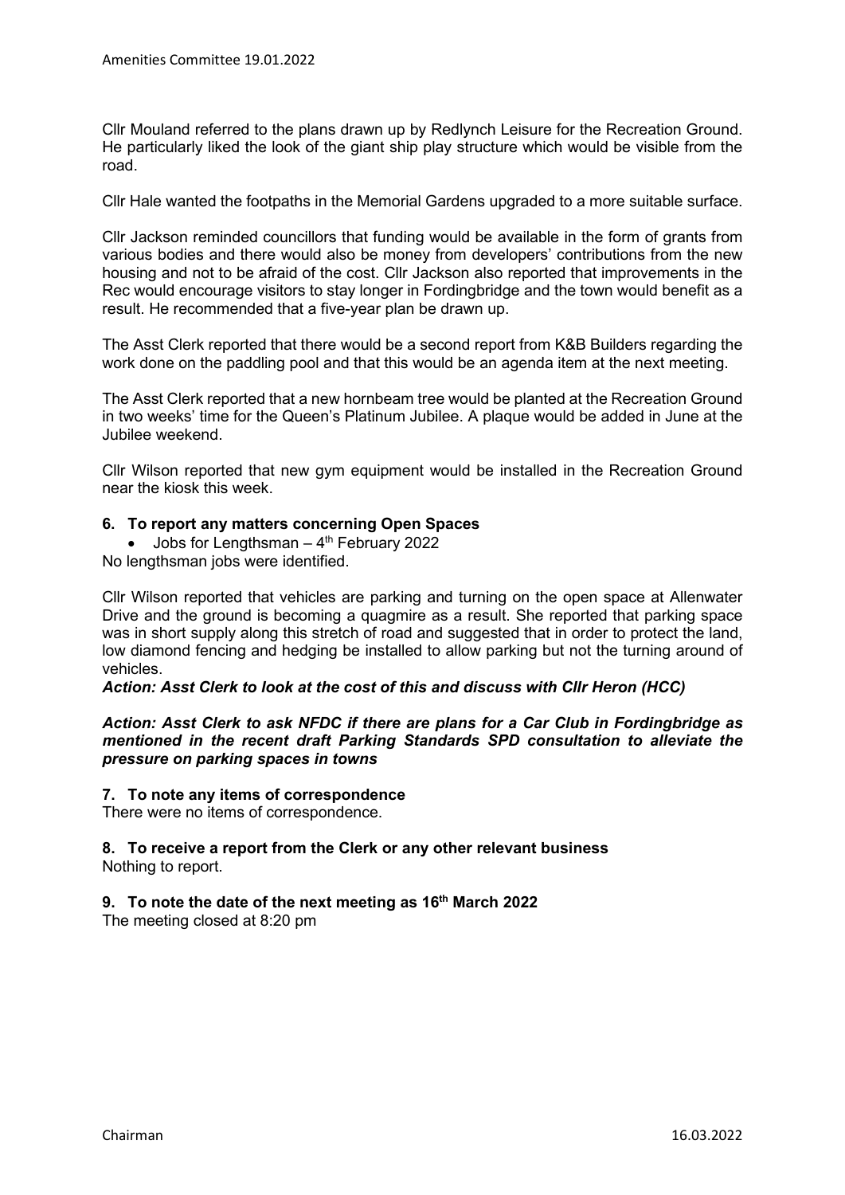Cllr Mouland referred to the plans drawn up by Redlynch Leisure for the Recreation Ground. He particularly liked the look of the giant ship play structure which would be visible from the road.

Cllr Hale wanted the footpaths in the Memorial Gardens upgraded to a more suitable surface.

Cllr Jackson reminded councillors that funding would be available in the form of grants from various bodies and there would also be money from developers' contributions from the new housing and not to be afraid of the cost. Cllr Jackson also reported that improvements in the Rec would encourage visitors to stay longer in Fordingbridge and the town would benefit as a result. He recommended that a five-year plan be drawn up.

The Asst Clerk reported that there would be a second report from K&B Builders regarding the work done on the paddling pool and that this would be an agenda item at the next meeting.

The Asst Clerk reported that a new hornbeam tree would be planted at the Recreation Ground in two weeks' time for the Queen's Platinum Jubilee. A plaque would be added in June at the Jubilee weekend.

Cllr Wilson reported that new gym equipment would be installed in the Recreation Ground near the kiosk this week.

### 6. To report any matters concerning Open Spaces

- Jobs for Lengthsman – 4th February 2022

No lengthsman jobs were identified.

Cllr Wilson reported that vehicles are parking and turning on the open space at Allenwater Drive and the ground is becoming a quagmire as a result. She reported that parking space was in short supply along this stretch of road and suggested that in order to protect the land, low diamond fencing and hedging be installed to allow parking but not the turning around of vehicles.

***Action: Asst Clerk to look at the cost of this and discuss with Cllr Heron (HCC)***

***Action: Asst Clerk to ask NFDC if there are plans for a Car Club in Fordingbridge as mentioned in the recent draft Parking Standards SPD consultation to alleviate the pressure on parking spaces in towns***

### 7. To note any items of correspondence

There were no items of correspondence.

### 8. To receive a report from the Clerk or any other relevant business

Nothing to report.

### 9. To note the date of the next meeting as 16th March 2022

The meeting closed at 8:20 pm

Chairman 16.03.2022